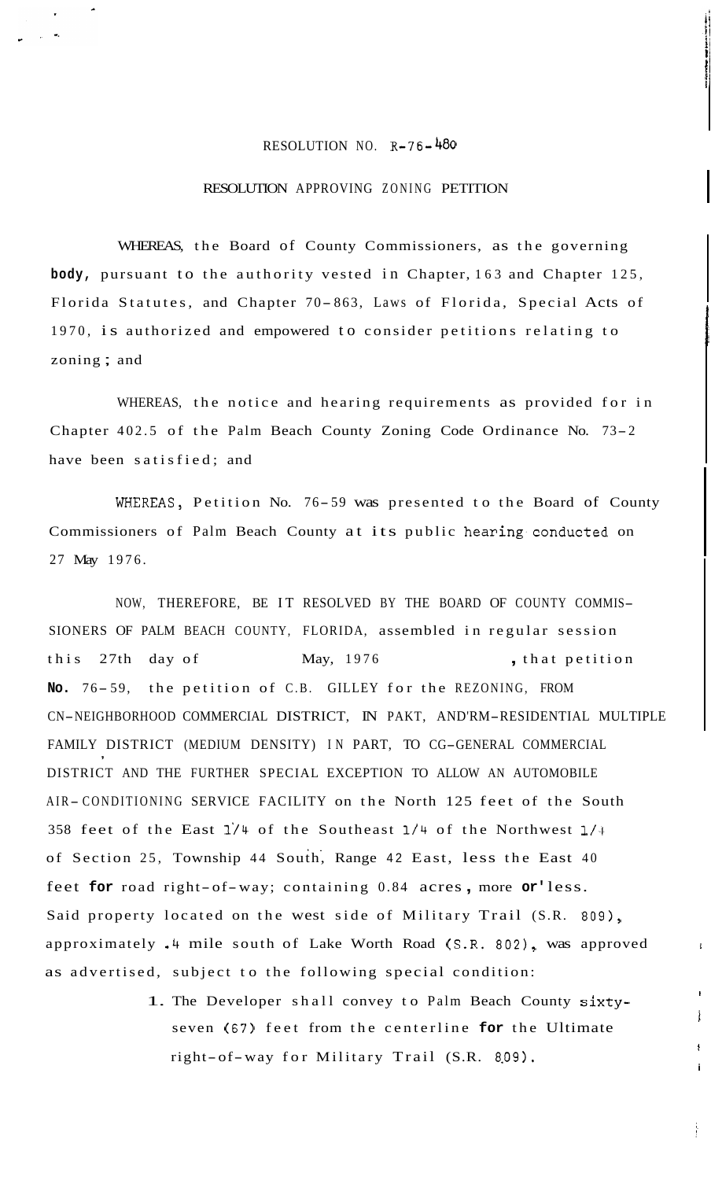RESOLUTION NO. R-76-480

RESOLUTION APPROVING ZONING PETITION

WHEREAS, the Board of County Commissioners, as the governing body, pursuant to the authority vested in Chapter 163 and Chapter 125, Florida Statutes, and Chapter 70-863, Laws of Florida, Special Acts of 1970, is authorized and empowered to consider petitions relating to zoning; and

WHEREAS, the notice and hearing requirements as provided for in Chapter 402.5 of the Palm Beach County Zoning Code Ordinance No. 73-2 have been satisfied; and

WHEREAS, Petition No. 76-59 was presented to the Board of County Commissioners of Palm Beach County at its public hearing conducted on 27 May 1976.

NOW, THEREFORE, BE IT RESOLVED BY THE BOARD OF COUNTY COMMISSIONERS OF PALM BEACH COUNTY, FLORIDA, assembled in regular session this 27th day of May, 1976, that petition No. 76-59, the petition of C.B. GILLEY for the REZONING, FROM CN-NEIGHBORHOOD COMMERCIAL DISTRICT, IN PART, AND RM-RESIDENTIAL MULTIPLE FAMILY DISTRICT (MEDIUM DENSITY) IN PART, TO CG-GENERAL COMMERCIAL DISTRICT AND THE FURTHER SPECIAL EXCEPTION TO ALLOW AN AUTOMOBILE AIR-CONDITIONING SERVICE FACILITY on the North 125 feet of the South 358 feet of the East 1/4 of the Southeast 1/4 of the Northwest 1/4 of Section 25, Township 44 South, Range 42 East, less the East 40 feet for road right-of-way; containing 0.84 acres, more or less. Said property located on the west side of Military Trail (S.R. 809), approximately .4 mile south of Lake Worth Road (S.R. 802), was approved as advertised, subject to the following special condition:

1. The Developer shall convey to Palm Beach County sixty-seven (67) feet from the centerline for the Ultimate right-of-way for Military Trail (S.R. 809).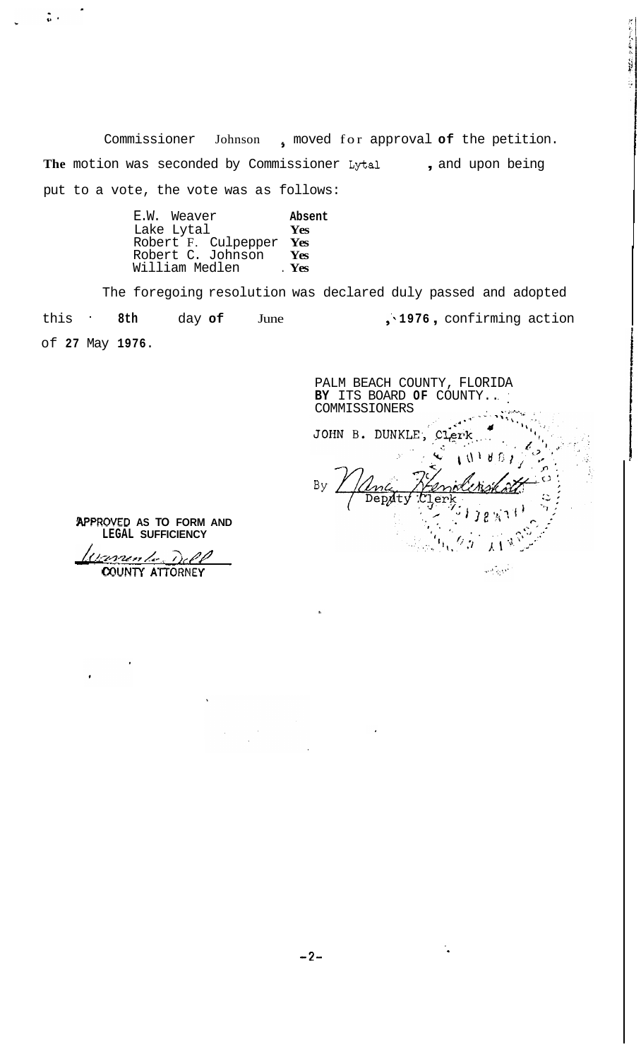Commissioner Johnson , moved for approval of the petition. The motion was seconded by Commissioner Lytal , and upon being put to a vote, the vote was as follows:

| | |
|---|---|
| E.W. Weaver | Absent |
| Lake Lytal | Yes |
| Robert F. Culpepper | Yes |
| Robert C. Johnson | Yes |
| William Medlen | Yes |

The foregoing resolution was declared duly passed and adopted this 8th day of June , 1976 , confirming action of 27 May 1976.

PALM BEACH COUNTY, FLORIDA
BY ITS BOARD OF COUNTY
COMMISSIONERS

JOHN B. DUNKLE, Clerk

By ________________
Deputy Clerk

APPROVED AS TO FORM AND
LEGAL SUFFICIENCY

________________
COUNTY ATTORNEY